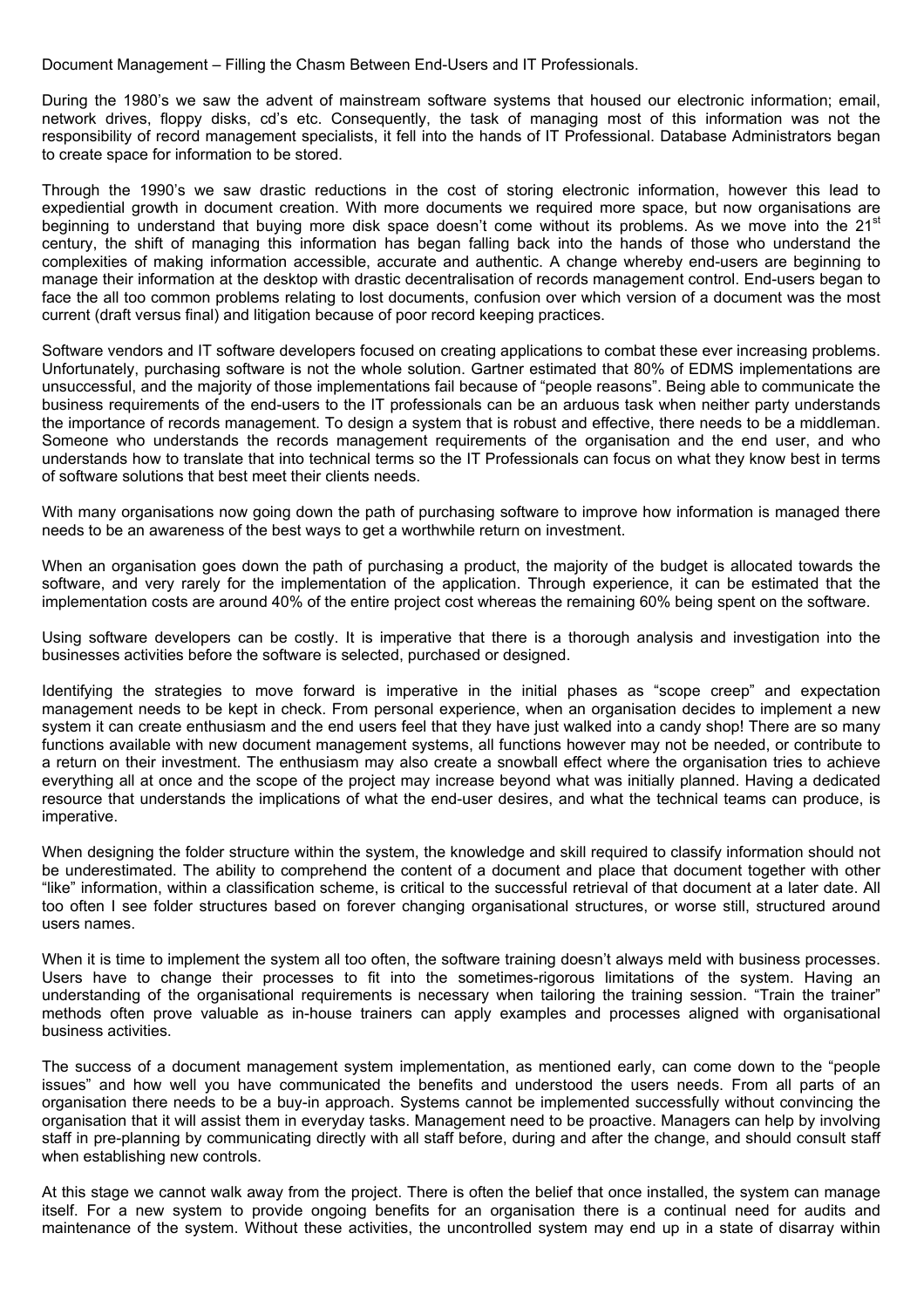Document Management – Filling the Chasm Between End-Users and IT Professionals.

During the 1980's we saw the advent of mainstream software systems that housed our electronic information; email, network drives, floppy disks, cd's etc. Consequently, the task of managing most of this information was not the responsibility of record management specialists, it fell into the hands of IT Professional. Database Administrators began to create space for information to be stored.

Through the 1990's we saw drastic reductions in the cost of storing electronic information, however this lead to expediential growth in document creation. With more documents we required more space, but now organisations are beginning to understand that buying more disk space doesn't come without its problems. As we move into the 21st century, the shift of managing this information has began falling back into the hands of those who understand the complexities of making information accessible, accurate and authentic. A change whereby end-users are beginning to manage their information at the desktop with drastic decentralisation of records management control. End-users began to face the all too common problems relating to lost documents, confusion over which version of a document was the most current (draft versus final) and litigation because of poor record keeping practices.

Software vendors and IT software developers focused on creating applications to combat these ever increasing problems. Unfortunately, purchasing software is not the whole solution. Gartner estimated that 80% of EDMS implementations are unsuccessful, and the majority of those implementations fail because of "people reasons". Being able to communicate the business requirements of the end-users to the IT professionals can be an arduous task when neither party understands the importance of records management. To design a system that is robust and effective, there needs to be a middleman. Someone who understands the records management requirements of the organisation and the end user, and who understands how to translate that into technical terms so the IT Professionals can focus on what they know best in terms of software solutions that best meet their clients needs.

With many organisations now going down the path of purchasing software to improve how information is managed there needs to be an awareness of the best ways to get a worthwhile return on investment.

When an organisation goes down the path of purchasing a product, the majority of the budget is allocated towards the software, and very rarely for the implementation of the application. Through experience, it can be estimated that the implementation costs are around 40% of the entire project cost whereas the remaining 60% being spent on the software.

Using software developers can be costly. It is imperative that there is a thorough analysis and investigation into the businesses activities before the software is selected, purchased or designed.

Identifying the strategies to move forward is imperative in the initial phases as "scope creep" and expectation management needs to be kept in check. From personal experience, when an organisation decides to implement a new system it can create enthusiasm and the end users feel that they have just walked into a candy shop! There are so many functions available with new document management systems, all functions however may not be needed, or contribute to a return on their investment. The enthusiasm may also create a snowball effect where the organisation tries to achieve everything all at once and the scope of the project may increase beyond what was initially planned. Having a dedicated resource that understands the implications of what the end-user desires, and what the technical teams can produce, is imperative.

When designing the folder structure within the system, the knowledge and skill required to classify information should not be underestimated. The ability to comprehend the content of a document and place that document together with other "like" information, within a classification scheme, is critical to the successful retrieval of that document at a later date. All too often I see folder structures based on forever changing organisational structures, or worse still, structured around users names.

When it is time to implement the system all too often, the software training doesn't always meld with business processes. Users have to change their processes to fit into the sometimes-rigorous limitations of the system. Having an understanding of the organisational requirements is necessary when tailoring the training session. "Train the trainer" methods often prove valuable as in-house trainers can apply examples and processes aligned with organisational business activities.

The success of a document management system implementation, as mentioned early, can come down to the "people issues" and how well you have communicated the benefits and understood the users needs. From all parts of an organisation there needs to be a buy-in approach. Systems cannot be implemented successfully without convincing the organisation that it will assist them in everyday tasks. Management need to be proactive. Managers can help by involving staff in pre-planning by communicating directly with all staff before, during and after the change, and should consult staff when establishing new controls.

At this stage we cannot walk away from the project. There is often the belief that once installed, the system can manage itself. For a new system to provide ongoing benefits for an organisation there is a continual need for audits and maintenance of the system. Without these activities, the uncontrolled system may end up in a state of disarray within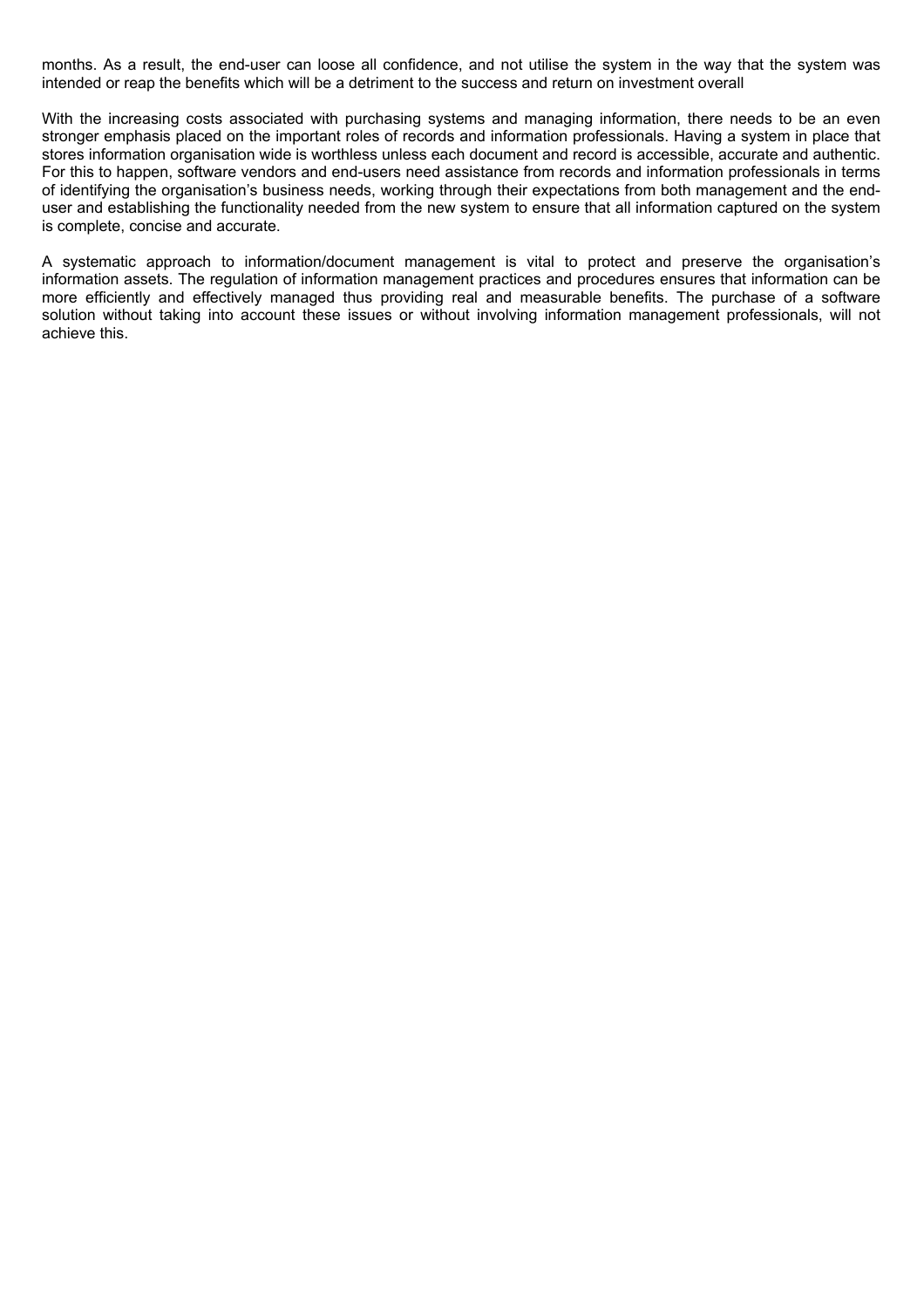months. As a result, the end-user can loose all confidence, and not utilise the system in the way that the system was intended or reap the benefits which will be a detriment to the success and return on investment overall

With the increasing costs associated with purchasing systems and managing information, there needs to be an even stronger emphasis placed on the important roles of records and information professionals. Having a system in place that stores information organisation wide is worthless unless each document and record is accessible, accurate and authentic. For this to happen, software vendors and end-users need assistance from records and information professionals in terms of identifying the organisation's business needs, working through their expectations from both management and the end-user and establishing the functionality needed from the new system to ensure that all information captured on the system is complete, concise and accurate.

A systematic approach to information/document management is vital to protect and preserve the organisation's information assets. The regulation of information management practices and procedures ensures that information can be more efficiently and effectively managed thus providing real and measurable benefits. The purchase of a software solution without taking into account these issues or without involving information management professionals, will not achieve this.